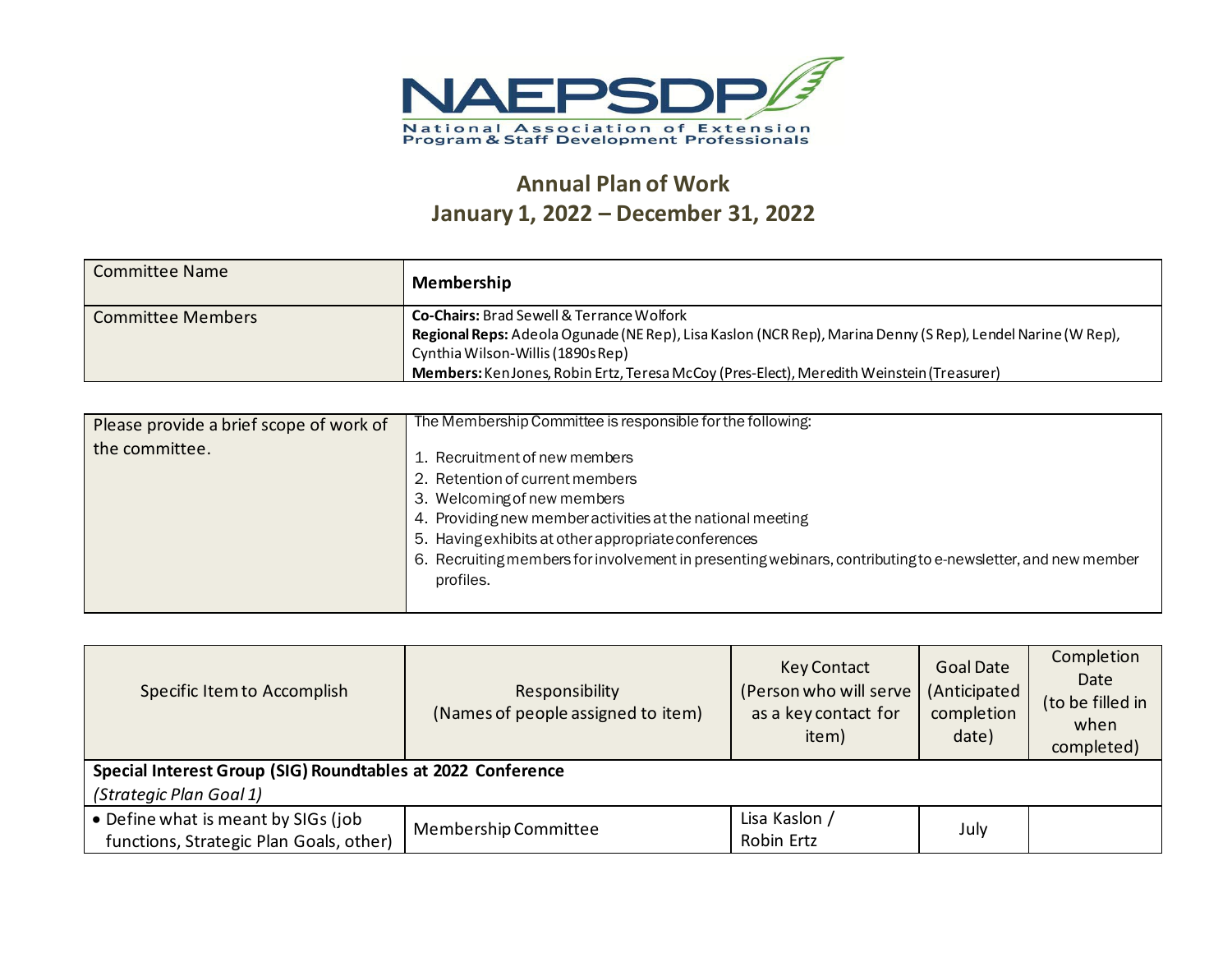**NAEPSDP**
National Association of Extension Program & Staff Development Professionals

# Annual Plan of Work
## January 1, 2022 – December 31, 2022

| Committee Name | **Membership** |
|---|---|
| Committee Members | **Co-Chairs:** Brad Sewell & Terrance Wolfork<br>**Regional Reps:** Adeola Ogunade (NE Rep), Lisa Kaslon (NCR Rep), Marina Denny (S Rep), Lendel Narine (W Rep), Cynthia Wilson-Willis (1890s Rep)<br>**Members:** Ken Jones, Robin Ertz, Teresa McCoy (Pres-Elect), Meredith Weinstein (Treasurer) |

| Please provide a brief scope of work of the committee. | The Membership Committee is responsible for the following:<br>1. Recruitment of new members<br>2. Retention of current members<br>3. Welcoming of new members<br>4. Providing new member activities at the national meeting<br>5. Having exhibits at other appropriate conferences<br>6. Recruiting members for involvement in presenting webinars, contributing to e-newsletter, and new member profiles. |
|---|---|

| Specific Item to Accomplish | Responsibility (Names of people assigned to item) | Key Contact (Person who will serve as a key contact for item) | Goal Date (Anticipated completion date) | Completion Date (to be filled in when completed) |
|---|---|---|---|---|
| **Special Interest Group (SIG) Roundtables at 2022 Conference** *(Strategic Plan Goal 1)* | | | | |
| • Define what is meant by SIGs (job functions, Strategic Plan Goals, other) | Membership Committee | Lisa Kaslon / Robin Ertz | July | |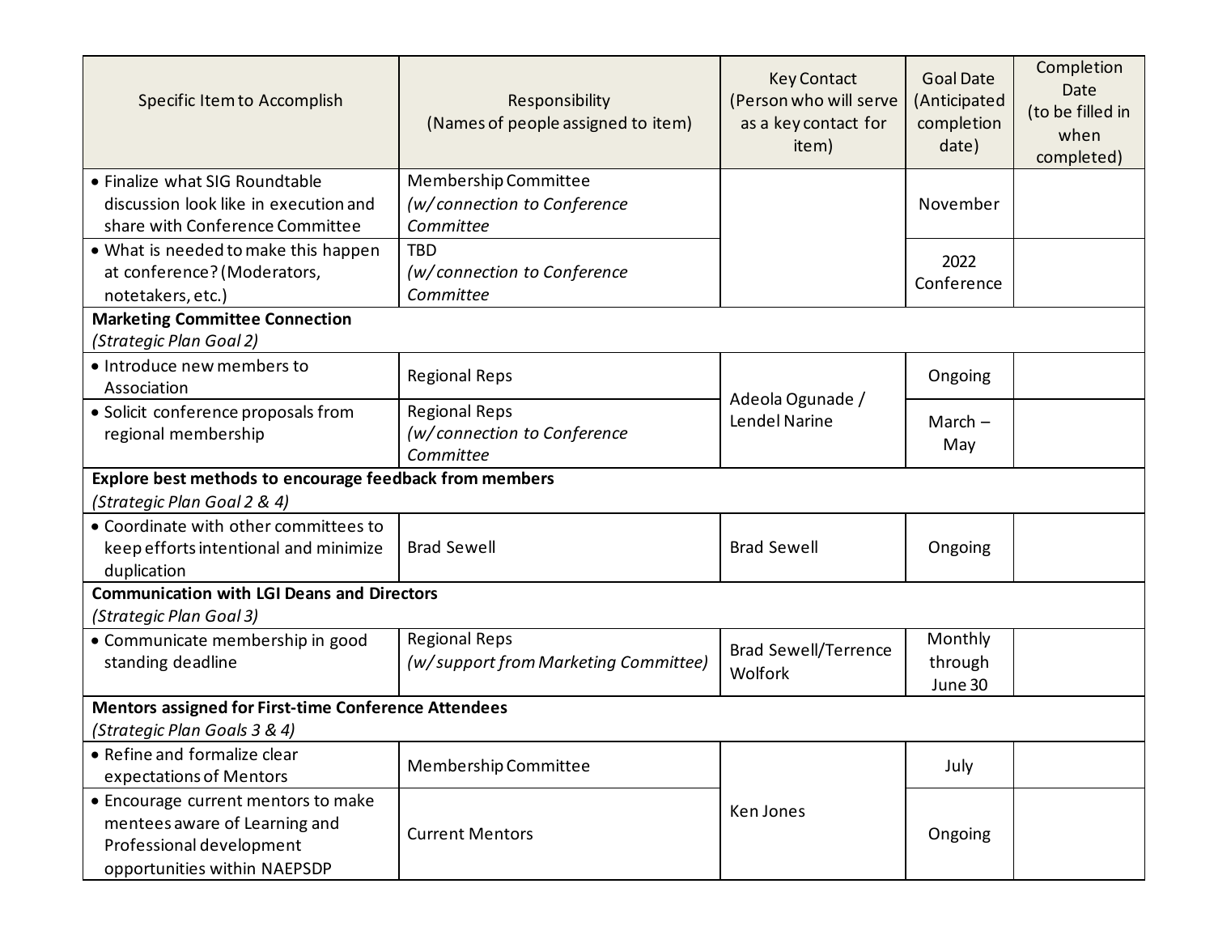| Specific Item to Accomplish | Responsibility (Names of people assigned to item) | Key Contact (Person who will serve as a key contact for item) | Goal Date (Anticipated completion date) | Completion Date (to be filled in when completed) |
|---|---|---|---|---|
| • Finalize what SIG Roundtable discussion look like in execution and share with Conference Committee | Membership Committee *(w/ connection to Conference Committee* | | November | |
| • What is needed to make this happen at conference? (Moderators, notetakers, etc.) | TBD *(w/ connection to Conference Committee* | | 2022 Conference | |
| **Marketing Committee Connection** *(Strategic Plan Goal 2)* | | | | |
| • Introduce new members to Association | Regional Reps | Adeola Ogunade / Lendel Narine | Ongoing | |
| • Solicit conference proposals from regional membership | Regional Reps *(w/ connection to Conference Committee* | | March – May | |
| **Explore best methods to encourage feedback from members** *(Strategic Plan Goal 2 & 4)* | | | | |
| • Coordinate with other committees to keep efforts intentional and minimize duplication | Brad Sewell | Brad Sewell | Ongoing | |
| **Communication with LGI Deans and Directors** *(Strategic Plan Goal 3)* | | | | |
| • Communicate membership in good standing deadline | Regional Reps *(w/ support from Marketing Committee)* | Brad Sewell/Terrence Wolfork | Monthly through June 30 | |
| **Mentors assigned for First-time Conference Attendees** *(Strategic Plan Goals 3 & 4)* | | | | |
| • Refine and formalize clear expectations of Mentors | Membership Committee | Ken Jones | July | |
| • Encourage current mentors to make mentees aware of Learning and Professional development opportunities within NAEPSDP | Current Mentors | | Ongoing | |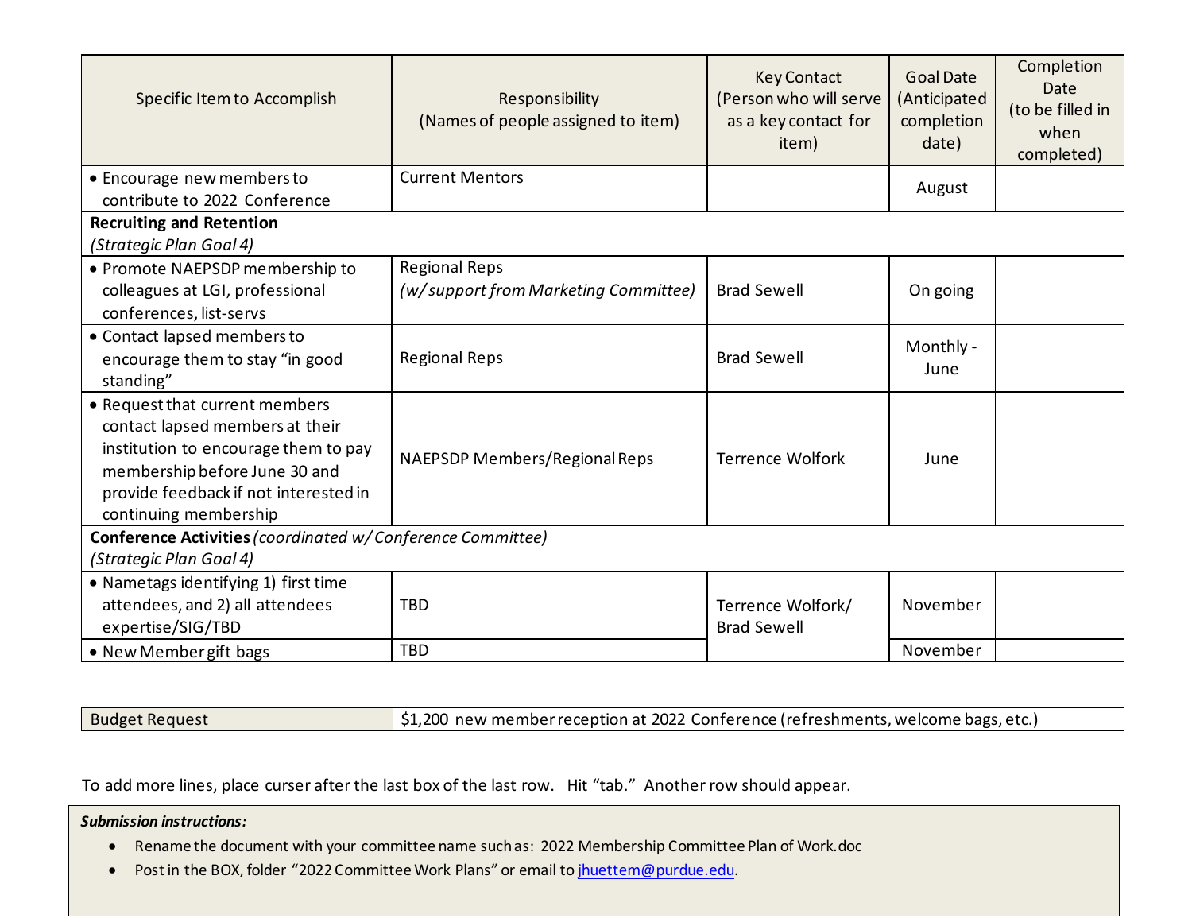| Specific Item to Accomplish | Responsibility (Names of people assigned to item) | Key Contact (Person who will serve as a key contact for item) | Goal Date (Anticipated completion date) | Completion Date (to be filled in when completed) |
|---|---|---|---|---|
| • Encourage new members to contribute to 2022 Conference | Current Mentors | | August | |
| **Recruiting and Retention** *(Strategic Plan Goal 4)* | | | | |
| • Promote NAEPSDP membership to colleagues at LGI, professional conferences, list-servs | Regional Reps *(w/ support from Marketing Committee)* | Brad Sewell | On going | |
| • Contact lapsed members to encourage them to stay "in good standing" | Regional Reps | Brad Sewell | Monthly - June | |
| • Request that current members contact lapsed members at their institution to encourage them to pay membership before June 30 and provide feedback if not interested in continuing membership | NAEPSDP Members/Regional Reps | Terrence Wolfork | June | |
| **Conference Activities** *(coordinated w/ Conference Committee)* *(Strategic Plan Goal 4)* | | | | |
| • Nametags identifying 1) first time attendees, and 2) all attendees expertise/SIG/TBD | TBD | Terrence Wolfork/ Brad Sewell | November | |
| • New Member gift bags | TBD | | November | |

| | |
|---|---|
| Budget Request | $1,200 new member reception at 2022 Conference (refreshments, welcome bags, etc.) |

To add more lines, place curser after the last box of the last row. Hit "tab." Another row should appear.

***Submission instructions:***

- Rename the document with your committee name such as: 2022 Membership Committee Plan of Work.doc
- Post in the BOX, folder "2022 Committee Work Plans" or email to jhuettem@purdue.edu.